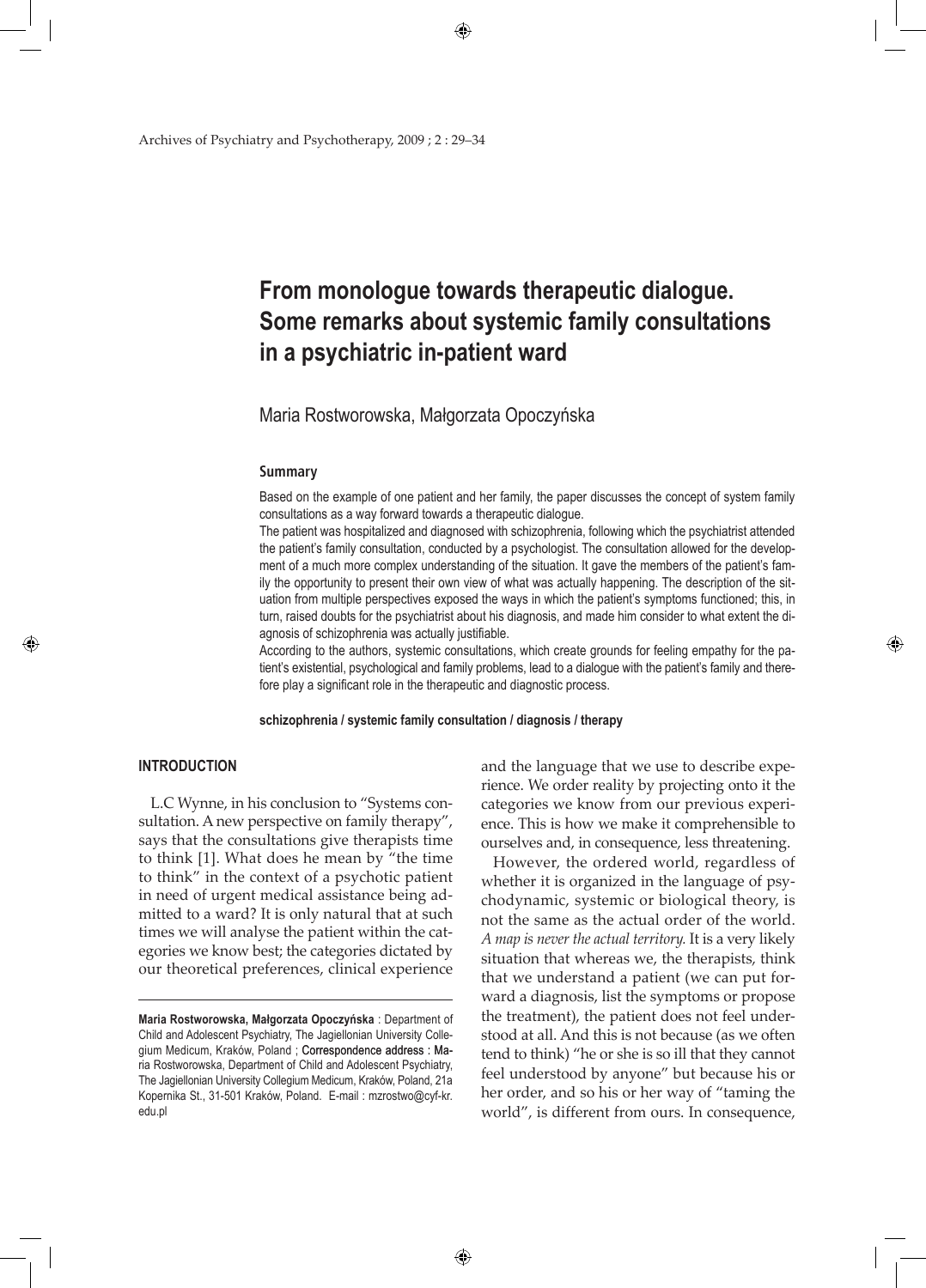# From monologue towards therapeutic dialogue. Some remarks about systemic family consultations in a psychiatric in-patient ward

Maria Rostworowska, Małgorzata Opoczyńska

## Summary

Based on the example of one patient and her family, the paper discusses the concept of system family consultations as a way forward towards a therapeutic dialogue.

The patient was hospitalized and diagnosed with schizophrenia, following which the psychiatrist attended the patient's family consultation, conducted by a psychologist. The consultation allowed for the development of a much more complex understanding of the situation. It gave the members of the patient's family the opportunity to present their own view of what was actually happening. The description of the situation from multiple perspectives exposed the ways in which the patient's symptoms functioned; this, in turn, raised doubts for the psychiatrist about his diagnosis, and made him consider to what extent the diagnosis of schizophrenia was actually justifiable.

According to the authors, systemic consultations, which create grounds for feeling empathy for the patient's existential, psychological and family problems, lead to a dialogue with the patient's family and therefore play a significant role in the therapeutic and diagnostic process.

**schizophrenia / systemic family consultation / diagnosis / therapy**

## INTRODUCTION

L.C Wynne, in his conclusion to "Systems consultation. A new perspective on family therapy", says that the consultations give therapists time to think [1]. What does he mean by "the time to think" in the context of a psychotic patient in need of urgent medical assistance being admitted to a ward? It is only natural that at such times we will analyse the patient within the categories we know best; the categories dictated by our theoretical preferences, clinical experience and the language that we use to describe experience. We order reality by projecting onto it the categories we know from our previous experience. This is how we make it comprehensible to ourselves and, in consequence, less threatening.

However, the ordered world, regardless of whether it is organized in the language of psychodynamic, systemic or biological theory, is not the same as the actual order of the world. *A map is never the actual territory.* It is a very likely situation that whereas we, the therapists, think that we understand a patient (we can put forward a diagnosis, list the symptoms or propose the treatment), the patient does not feel understood at all. And this is not because (as we often tend to think) "he or she is so ill that they cannot feel understood by anyone" but because his or her order, and so his or her way of "taming the world", is different from ours. In consequence,

---

**Maria Rostworowska, Małgorzata Opoczyńska**: Department of Child and Adolescent Psychiatry, The Jagiellonian University Collegium Medicum, Kraków, Poland ; **Correspondence address**: Maria Rostworowska, Department of Child and Adolescent Psychiatry, The Jagiellonian University Collegium Medicum, Kraków, Poland, 21a Kopernika St., 31-501 Kraków, Poland. E-mail : mzrostwo@cyf-kr.edu.pl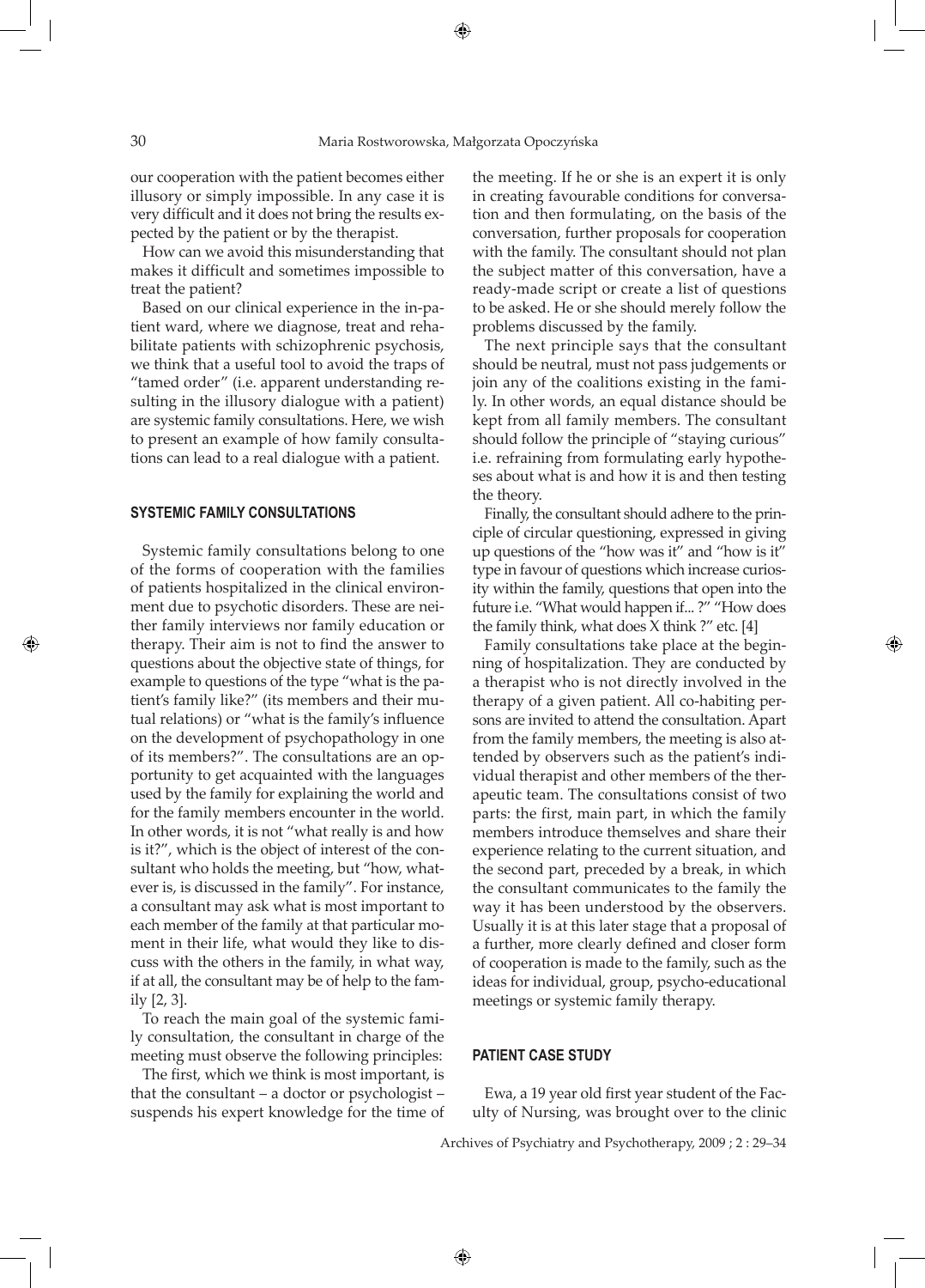our cooperation with the patient becomes either illusory or simply impossible. In any case it is very difficult and it does not bring the results expected by the patient or by the therapist.

How can we avoid this misunderstanding that makes it difficult and sometimes impossible to treat the patient?

Based on our clinical experience in the in-patient ward, where we diagnose, treat and rehabilitate patients with schizophrenic psychosis, we think that a useful tool to avoid the traps of "tamed order" (i.e. apparent understanding resulting in the illusory dialogue with a patient) are systemic family consultations. Here, we wish to present an example of how family consultations can lead to a real dialogue with a patient.

## SYSTEMIC FAMILY CONSULTATIONS

Systemic family consultations belong to one of the forms of cooperation with the families of patients hospitalized in the clinical environment due to psychotic disorders. These are neither family interviews nor family education or therapy. Their aim is not to find the answer to questions about the objective state of things, for example to questions of the type "what is the patient's family like?" (its members and their mutual relations) or "what is the family's influence on the development of psychopathology in one of its members?". The consultations are an opportunity to get acquainted with the languages used by the family for explaining the world and for the family members encounter in the world. In other words, it is not "what really is and how is it?", which is the object of interest of the consultant who holds the meeting, but "how, whatever is, is discussed in the family". For instance, a consultant may ask what is most important to each member of the family at that particular moment in their life, what would they like to discuss with the others in the family, in what way, if at all, the consultant may be of help to the family [2, 3].

To reach the main goal of the systemic family consultation, the consultant in charge of the meeting must observe the following principles:

The first, which we think is most important, is that the consultant – a doctor or psychologist – suspends his expert knowledge for the time of the meeting. If he or she is an expert it is only in creating favourable conditions for conversation and then formulating, on the basis of the conversation, further proposals for cooperation with the family. The consultant should not plan the subject matter of this conversation, have a ready-made script or create a list of questions to be asked. He or she should merely follow the problems discussed by the family.

The next principle says that the consultant should be neutral, must not pass judgements or join any of the coalitions existing in the family. In other words, an equal distance should be kept from all family members. The consultant should follow the principle of "staying curious" i.e. refraining from formulating early hypotheses about what is and how it is and then testing the theory.

Finally, the consultant should adhere to the principle of circular questioning, expressed in giving up questions of the "how was it" and "how is it" type in favour of questions which increase curiosity within the family, questions that open into the future i.e. "What would happen if... ?" "How does the family think, what does X think ?" etc. [4]

Family consultations take place at the beginning of hospitalization. They are conducted by a therapist who is not directly involved in the therapy of a given patient. All co-habiting persons are invited to attend the consultation. Apart from the family members, the meeting is also attended by observers such as the patient's individual therapist and other members of the therapeutic team. The consultations consist of two parts: the first, main part, in which the family members introduce themselves and share their experience relating to the current situation, and the second part, preceded by a break, in which the consultant communicates to the family the way it has been understood by the observers. Usually it is at this later stage that a proposal of a further, more clearly defined and closer form of cooperation is made to the family, such as the ideas for individual, group, psycho-educational meetings or systemic family therapy.

## PATIENT CASE STUDY

Ewa, a 19 year old first year student of the Faculty of Nursing, was brought over to the clinic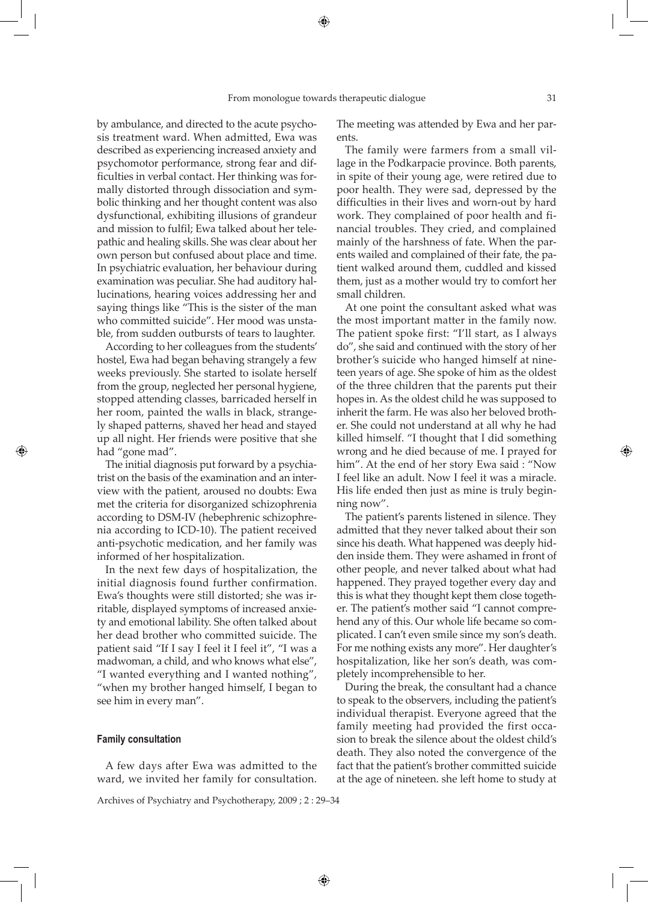by ambulance, and directed to the acute psychosis treatment ward. When admitted, Ewa was described as experiencing increased anxiety and psychomotor performance, strong fear and difficulties in verbal contact. Her thinking was formally distorted through dissociation and symbolic thinking and her thought content was also dysfunctional, exhibiting illusions of grandeur and mission to fulfil; Ewa talked about her telepathic and healing skills. She was clear about her own person but confused about place and time. In psychiatric evaluation, her behaviour during examination was peculiar. She had auditory hallucinations, hearing voices addressing her and saying things like "This is the sister of the man who committed suicide". Her mood was unstable, from sudden outbursts of tears to laughter.

According to her colleagues from the students' hostel, Ewa had began behaving strangely a few weeks previously. She started to isolate herself from the group, neglected her personal hygiene, stopped attending classes, barricaded herself in her room, painted the walls in black, strangely shaped patterns, shaved her head and stayed up all night. Her friends were positive that she had "gone mad".

The initial diagnosis put forward by a psychiatrist on the basis of the examination and an interview with the patient, aroused no doubts: Ewa met the criteria for disorganized schizophrenia according to DSM-IV (hebephrenic schizophrenia according to ICD-10). The patient received anti-psychotic medication, and her family was informed of her hospitalization.

In the next few days of hospitalization, the initial diagnosis found further confirmation. Ewa's thoughts were still distorted; she was irritable, displayed symptoms of increased anxiety and emotional lability. She often talked about her dead brother who committed suicide. The patient said "If I say I feel it I feel it", "I was a madwoman, a child, and who knows what else", "I wanted everything and I wanted nothing", "when my brother hanged himself, I began to see him in every man".

#### Family consultation

A few days after Ewa was admitted to the ward, we invited her family for consultation. The meeting was attended by Ewa and her parents.

The family were farmers from a small village in the Podkarpacie province. Both parents, in spite of their young age, were retired due to poor health. They were sad, depressed by the difficulties in their lives and worn-out by hard work. They complained of poor health and financial troubles. They cried, and complained mainly of the harshness of fate. When the parents wailed and complained of their fate, the patient walked around them, cuddled and kissed them, just as a mother would try to comfort her small children.

At one point the consultant asked what was the most important matter in the family now. The patient spoke first: "I'll start, as I always do", she said and continued with the story of her brother's suicide who hanged himself at nineteen years of age. She spoke of him as the oldest of the three children that the parents put their hopes in. As the oldest child he was supposed to inherit the farm. He was also her beloved brother. She could not understand at all why he had killed himself. "I thought that I did something wrong and he died because of me. I prayed for him". At the end of her story Ewa said : "Now I feel like an adult. Now I feel it was a miracle. His life ended then just as mine is truly beginning now".

The patient's parents listened in silence. They admitted that they never talked about their son since his death. What happened was deeply hidden inside them. They were ashamed in front of other people, and never talked about what had happened. They prayed together every day and this is what they thought kept them close together. The patient's mother said "I cannot comprehend any of this. Our whole life became so complicated. I can't even smile since my son's death. For me nothing exists any more". Her daughter's hospitalization, like her son's death, was completely incomprehensible to her.

During the break, the consultant had a chance to speak to the observers, including the patient's individual therapist. Everyone agreed that the family meeting had provided the first occasion to break the silence about the oldest child's death. They also noted the convergence of the fact that the patient's brother committed suicide at the age of nineteen. she left home to study at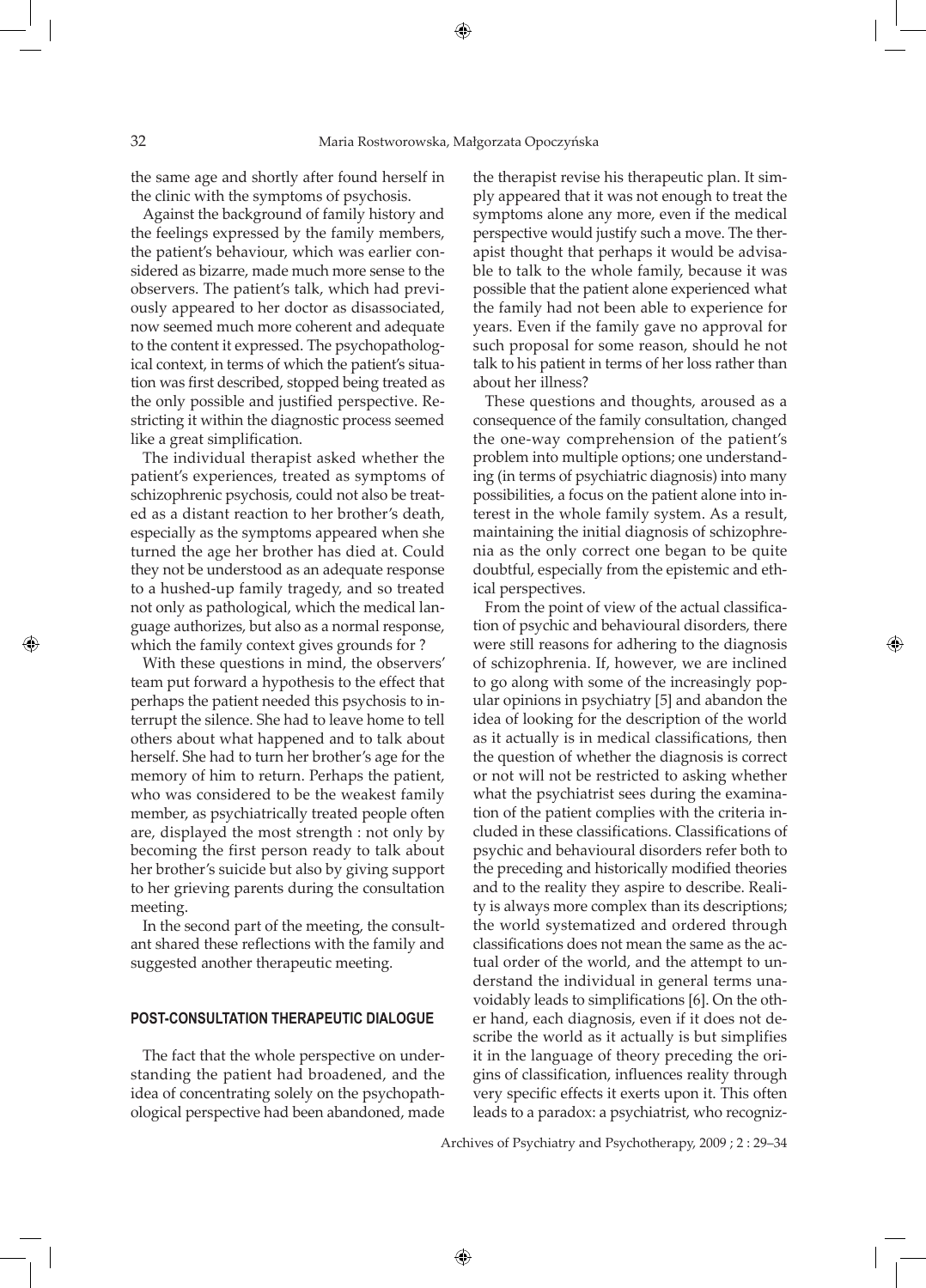the same age and shortly after found herself in the clinic with the symptoms of psychosis.

Against the background of family history and the feelings expressed by the family members, the patient's behaviour, which was earlier considered as bizarre, made much more sense to the observers. The patient's talk, which had previously appeared to her doctor as disassociated, now seemed much more coherent and adequate to the content it expressed. The psychopathological context, in terms of which the patient's situation was first described, stopped being treated as the only possible and justified perspective. Restricting it within the diagnostic process seemed like a great simplification.

The individual therapist asked whether the patient's experiences, treated as symptoms of schizophrenic psychosis, could not also be treated as a distant reaction to her brother's death, especially as the symptoms appeared when she turned the age her brother has died at. Could they not be understood as an adequate response to a hushed-up family tragedy, and so treated not only as pathological, which the medical language authorizes, but also as a normal response, which the family context gives grounds for ?

With these questions in mind, the observers' team put forward a hypothesis to the effect that perhaps the patient needed this psychosis to interrupt the silence. She had to leave home to tell others about what happened and to talk about herself. She had to turn her brother's age for the memory of him to return. Perhaps the patient, who was considered to be the weakest family member, as psychiatrically treated people often are, displayed the most strength : not only by becoming the first person ready to talk about her brother's suicide but also by giving support to her grieving parents during the consultation meeting.

In the second part of the meeting, the consultant shared these reflections with the family and suggested another therapeutic meeting.

## POST-CONSULTATION THERAPEUTIC DIALOGUE

The fact that the whole perspective on understanding the patient had broadened, and the idea of concentrating solely on the psychopathological perspective had been abandoned, made the therapist revise his therapeutic plan. It simply appeared that it was not enough to treat the symptoms alone any more, even if the medical perspective would justify such a move. The therapist thought that perhaps it would be advisable to talk to the whole family, because it was possible that the patient alone experienced what the family had not been able to experience for years. Even if the family gave no approval for such proposal for some reason, should he not talk to his patient in terms of her loss rather than about her illness?

These questions and thoughts, aroused as a consequence of the family consultation, changed the one-way comprehension of the patient's problem into multiple options; one understanding (in terms of psychiatric diagnosis) into many possibilities, a focus on the patient alone into interest in the whole family system. As a result, maintaining the initial diagnosis of schizophrenia as the only correct one began to be quite doubtful, especially from the epistemic and ethical perspectives.

From the point of view of the actual classification of psychic and behavioural disorders, there were still reasons for adhering to the diagnosis of schizophrenia. If, however, we are inclined to go along with some of the increasingly popular opinions in psychiatry [5] and abandon the idea of looking for the description of the world as it actually is in medical classifications, then the question of whether the diagnosis is correct or not will not be restricted to asking whether what the psychiatrist sees during the examination of the patient complies with the criteria included in these classifications. Classifications of psychic and behavioural disorders refer both to the preceding and historically modified theories and to the reality they aspire to describe. Reality is always more complex than its descriptions; the world systematized and ordered through classifications does not mean the same as the actual order of the world, and the attempt to understand the individual in general terms unavoidably leads to simplifications [6]. On the other hand, each diagnosis, even if it does not describe the world as it actually is but simplifies it in the language of theory preceding the origins of classification, influences reality through very specific effects it exerts upon it. This often leads to a paradox: a psychiatrist, who recogniz-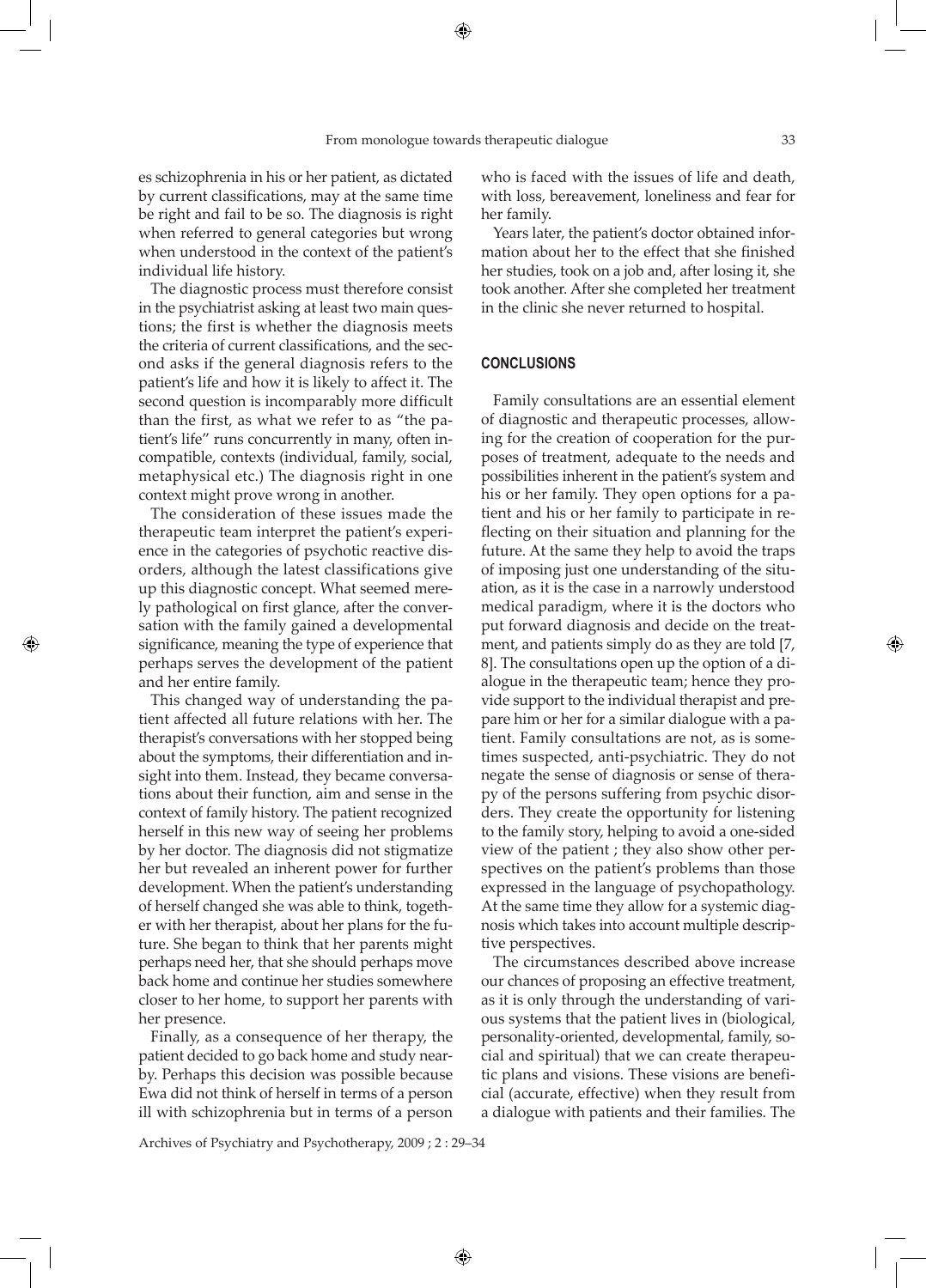es schizophrenia in his or her patient, as dictated by current classifications, may at the same time be right and fail to be so. The diagnosis is right when referred to general categories but wrong when understood in the context of the patient's individual life history.

The diagnostic process must therefore consist in the psychiatrist asking at least two main questions; the first is whether the diagnosis meets the criteria of current classifications, and the second asks if the general diagnosis refers to the patient's life and how it is likely to affect it. The second question is incomparably more difficult than the first, as what we refer to as "the patient's life" runs concurrently in many, often incompatible, contexts (individual, family, social, metaphysical etc.) The diagnosis right in one context might prove wrong in another.

The consideration of these issues made the therapeutic team interpret the patient's experience in the categories of psychotic reactive disorders, although the latest classifications give up this diagnostic concept. What seemed merely pathological on first glance, after the conversation with the family gained a developmental significance, meaning the type of experience that perhaps serves the development of the patient and her entire family.

This changed way of understanding the patient affected all future relations with her. The therapist's conversations with her stopped being about the symptoms, their differentiation and insight into them. Instead, they became conversations about their function, aim and sense in the context of family history. The patient recognized herself in this new way of seeing her problems by her doctor. The diagnosis did not stigmatize her but revealed an inherent power for further development. When the patient's understanding of herself changed she was able to think, together with her therapist, about her plans for the future. She began to think that her parents might perhaps need her, that she should perhaps move back home and continue her studies somewhere closer to her home, to support her parents with her presence.

Finally, as a consequence of her therapy, the patient decided to go back home and study nearby. Perhaps this decision was possible because Ewa did not think of herself in terms of a person ill with schizophrenia but in terms of a person who is faced with the issues of life and death, with loss, bereavement, loneliness and fear for her family.

Years later, the patient's doctor obtained information about her to the effect that she finished her studies, took on a job and, after losing it, she took another. After she completed her treatment in the clinic she never returned to hospital.

## CONCLUSIONS

Family consultations are an essential element of diagnostic and therapeutic processes, allowing for the creation of cooperation for the purposes of treatment, adequate to the needs and possibilities inherent in the patient's system and his or her family. They open options for a patient and his or her family to participate in reflecting on their situation and planning for the future. At the same they help to avoid the traps of imposing just one understanding of the situation, as it is the case in a narrowly understood medical paradigm, where it is the doctors who put forward diagnosis and decide on the treatment, and patients simply do as they are told [7, 8]. The consultations open up the option of a dialogue in the therapeutic team; hence they provide support to the individual therapist and prepare him or her for a similar dialogue with a patient. Family consultations are not, as is sometimes suspected, anti-psychiatric. They do not negate the sense of diagnosis or sense of therapy of the persons suffering from psychic disorders. They create the opportunity for listening to the family story, helping to avoid a one-sided view of the patient ; they also show other perspectives on the patient's problems than those expressed in the language of psychopathology. At the same time they allow for a systemic diagnosis which takes into account multiple descriptive perspectives.

The circumstances described above increase our chances of proposing an effective treatment, as it is only through the understanding of various systems that the patient lives in (biological, personality-oriented, developmental, family, social and spiritual) that we can create therapeutic plans and visions. These visions are beneficial (accurate, effective) when they result from a dialogue with patients and their families. The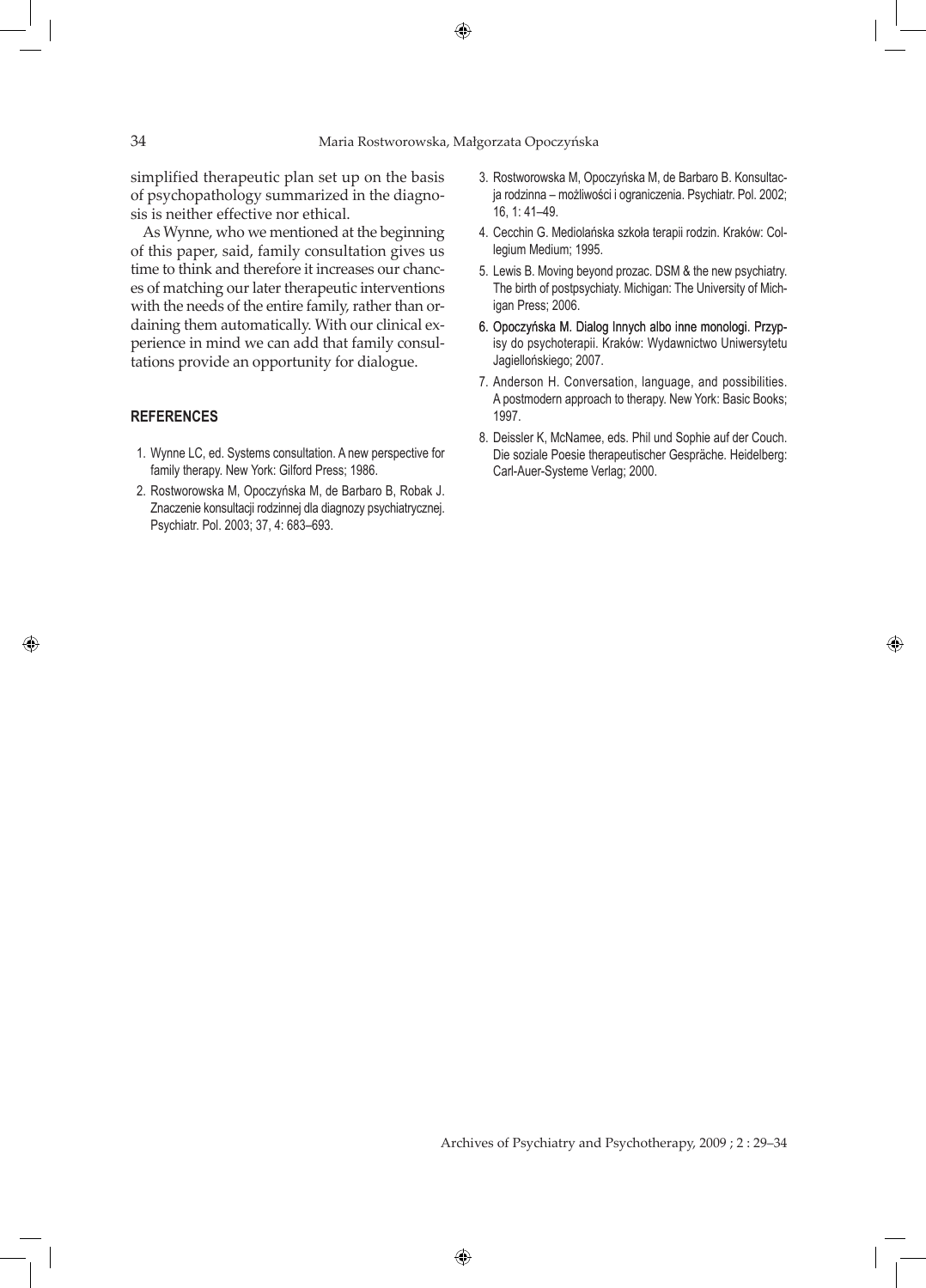simplified therapeutic plan set up on the basis of psychopathology summarized in the diagnosis is neither effective nor ethical.

As Wynne, who we mentioned at the beginning of this paper, said, family consultation gives us time to think and therefore it increases our chances of matching our later therapeutic interventions with the needs of the entire family, rather than ordaining them automatically. With our clinical experience in mind we can add that family consultations provide an opportunity for dialogue.

## REFERENCES

1. Wynne LC, ed. Systems consultation. A new perspective for family therapy. New York: Gilford Press; 1986.
2. Rostworowska M, Opoczyńska M, de Barbaro B, Robak J. Znaczenie konsultacji rodzinnej dla diagnozy psychiatrycznej. Psychiatr. Pol. 2003; 37, 4: 683–693.
3. Rostworowska M, Opoczyńska M, de Barbaro B. Konsultacja rodzinna – możliwości i ograniczenia. Psychiatr. Pol. 2002; 16, 1: 41–49.
4. Cecchin G. Mediolańska szkoła terapii rodzin. Kraków: Collegium Medium; 1995.
5. Lewis B. Moving beyond prozac. DSM & the new psychiatry. The birth of postpsychiaty. Michigan: The University of Michigan Press; 2006.
6. Opoczyńska M. Dialog Innych albo inne monologi. Przypisy do psychoterapii. Kraków: Wydawnictwo Uniwersytetu Jagiellońskiego; 2007.
7. Anderson H. Conversation, language, and possibilities. A postmodern approach to therapy. New York: Basic Books; 1997.
8. Deissler K, McNamee, eds. Phil und Sophie auf der Couch. Die soziale Poesie therapeutischer Gespräche. Heidelberg: Carl-Auer-Systeme Verlag; 2000.